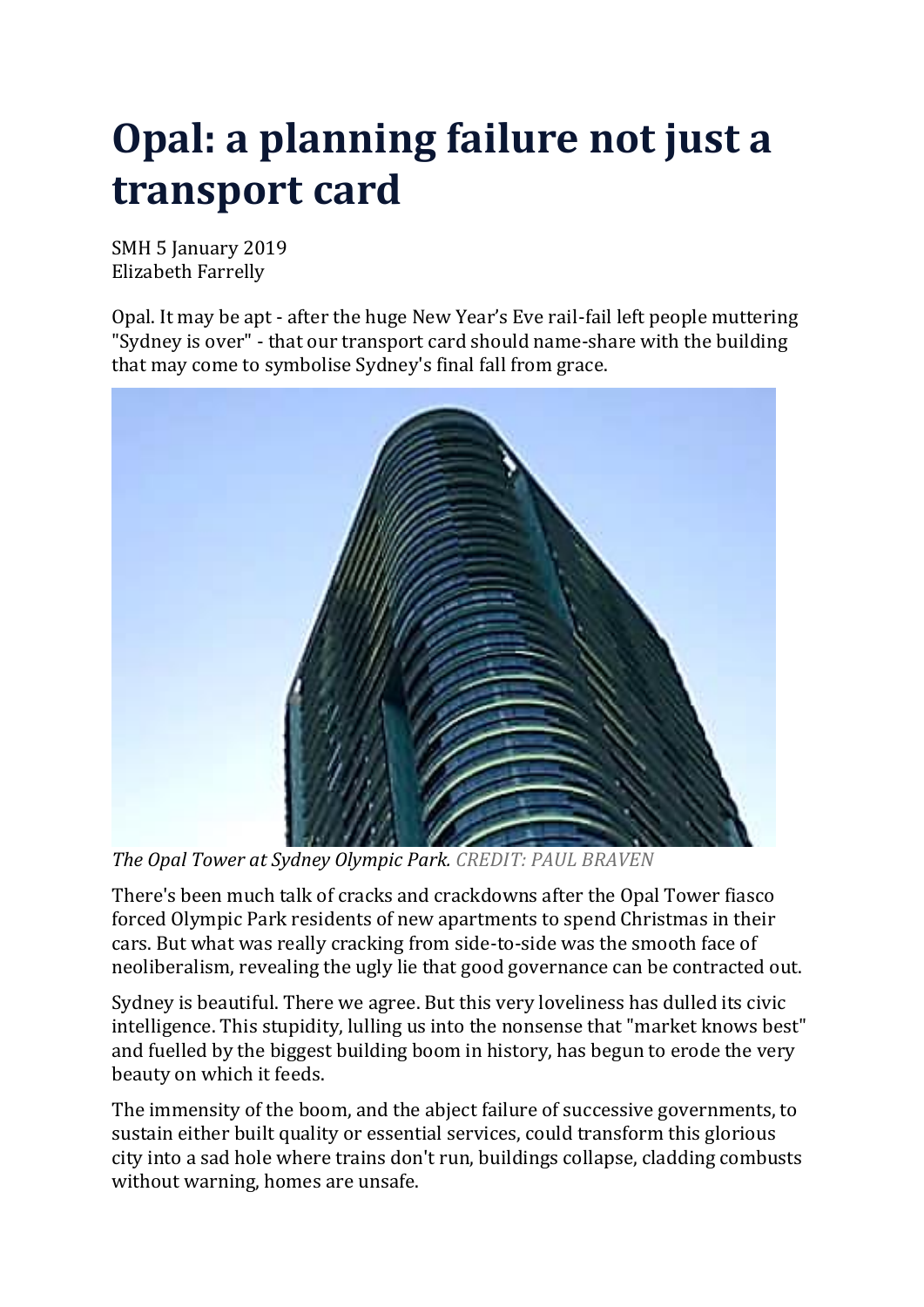# Opal: a planning failure not just a transport card

SMH 5 January 2019
Elizabeth Farrelly

Opal. It may be apt - after the huge New Year's Eve rail-fail left people muttering "Sydney is over" - that our transport card should name-share with the building that may come to symbolise Sydney's final fall from grace.

*The Opal Tower at Sydney Olympic Park.* *CREDIT: PAUL BRAVEN*

There's been much talk of cracks and crackdowns after the Opal Tower fiasco forced Olympic Park residents of new apartments to spend Christmas in their cars. But what was really cracking from side-to-side was the smooth face of neoliberalism, revealing the ugly lie that good governance can be contracted out.

Sydney is beautiful. There we agree. But this very loveliness has dulled its civic intelligence. This stupidity, lulling us into the nonsense that "market knows best" and fuelled by the biggest building boom in history, has begun to erode the very beauty on which it feeds.

The immensity of the boom, and the abject failure of successive governments, to sustain either built quality or essential services, could transform this glorious city into a sad hole where trains don't run, buildings collapse, cladding combusts without warning, homes are unsafe.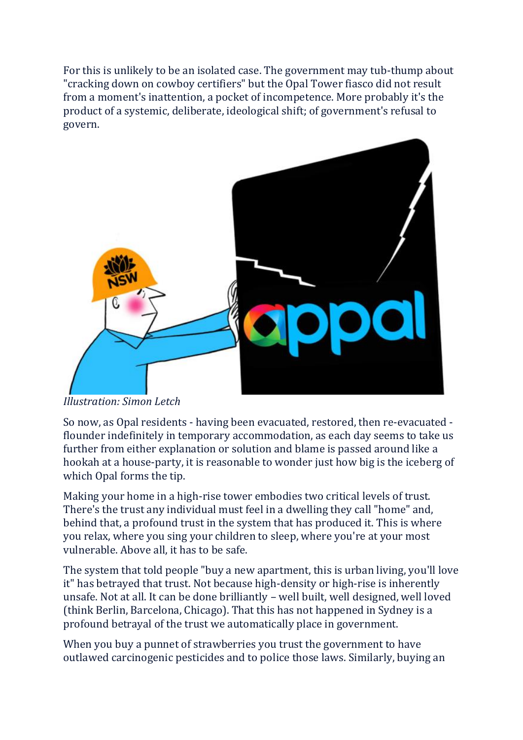For this is unlikely to be an isolated case. The government may tub-thump about "cracking down on cowboy certifiers" but the Opal Tower fiasco did not result from a moment's inattention, a pocket of incompetence. More probably it's the product of a systemic, deliberate, ideological shift; of government's refusal to govern.

*Illustration: Simon Letch*

So now, as Opal residents - having been evacuated, restored, then re-evacuated - flounder indefinitely in temporary accommodation, as each day seems to take us further from either explanation or solution and blame is passed around like a hookah at a house-party, it is reasonable to wonder just how big is the iceberg of which Opal forms the tip.

Making your home in a high-rise tower embodies two critical levels of trust. There's the trust any individual must feel in a dwelling they call "home" and, behind that, a profound trust in the system that has produced it. This is where you relax, where you sing your children to sleep, where you're at your most vulnerable. Above all, it has to be safe.

The system that told people "buy a new apartment, this is urban living, you'll love it" has betrayed that trust. Not because high-density or high-rise is inherently unsafe. Not at all. It can be done brilliantly – well built, well designed, well loved (think Berlin, Barcelona, Chicago). That this has not happened in Sydney is a profound betrayal of the trust we automatically place in government.

When you buy a punnet of strawberries you trust the government to have outlawed carcinogenic pesticides and to police those laws. Similarly, buying an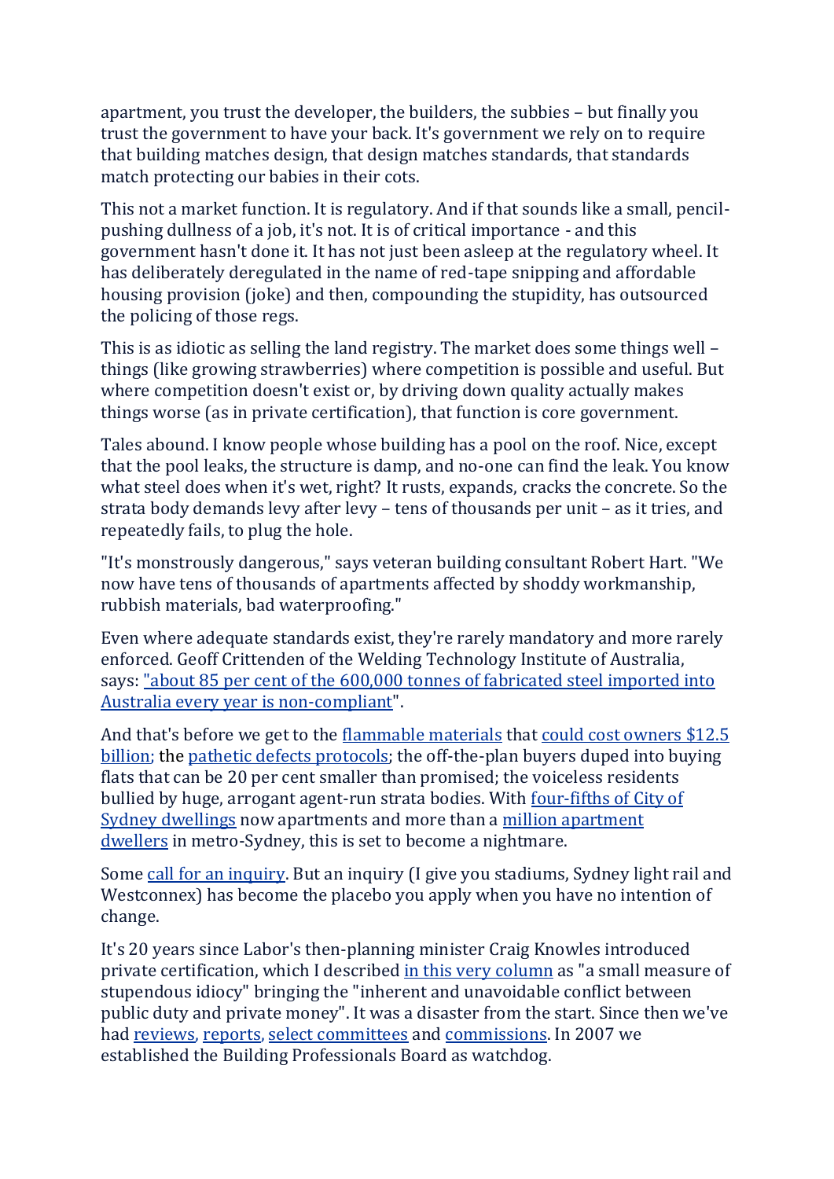apartment, you trust the developer, the builders, the subbies – but finally you trust the government to have your back. It's government we rely on to require that building matches design, that design matches standards, that standards match protecting our babies in their cots.

This not a market function. It is regulatory. And if that sounds like a small, pencil-pushing dullness of a job, it's not. It is of critical importance - and this government hasn't done it. It has not just been asleep at the regulatory wheel. It has deliberately deregulated in the name of red-tape snipping and affordable housing provision (joke) and then, compounding the stupidity, has outsourced the policing of those regs.

This is as idiotic as selling the land registry. The market does some things well – things (like growing strawberries) where competition is possible and useful. But where competition doesn't exist or, by driving down quality actually makes things worse (as in private certification), that function is core government.

Tales abound. I know people whose building has a pool on the roof. Nice, except that the pool leaks, the structure is damp, and no-one can find the leak. You know what steel does when it's wet, right? It rusts, expands, cracks the concrete. So the strata body demands levy after levy – tens of thousands per unit – as it tries, and repeatedly fails, to plug the hole.

"It's monstrously dangerous," says veteran building consultant Robert Hart. "We now have tens of thousands of apartments affected by shoddy workmanship, rubbish materials, bad waterproofing."

Even where adequate standards exist, they're rarely mandatory and more rarely enforced. Geoff Crittenden of the Welding Technology Institute of Australia, says: "about 85 per cent of the 600,000 tonnes of fabricated steel imported into Australia every year is non-compliant".

And that's before we get to the flammable materials that could cost owners $12.5 billion; the pathetic defects protocols; the off-the-plan buyers duped into buying flats that can be 20 per cent smaller than promised; the voiceless residents bullied by huge, arrogant agent-run strata bodies. With four-fifths of City of Sydney dwellings now apartments and more than a million apartment dwellers in metro-Sydney, this is set to become a nightmare.

Some call for an inquiry. But an inquiry (I give you stadiums, Sydney light rail and Westconnex) has become the placebo you apply when you have no intention of change.

It's 20 years since Labor's then-planning minister Craig Knowles introduced private certification, which I described in this very column as "a small measure of stupendous idiocy" bringing the "inherent and unavoidable conflict between public duty and private money". It was a disaster from the start. Since then we've had reviews, reports, select committees and commissions. In 2007 we established the Building Professionals Board as watchdog.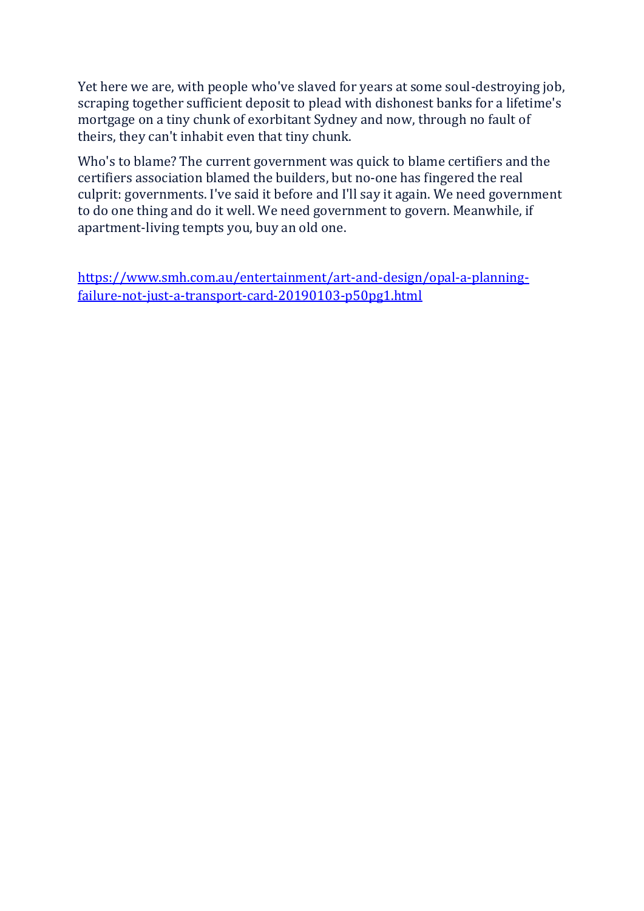Yet here we are, with people who've slaved for years at some soul-destroying job, scraping together sufficient deposit to plead with dishonest banks for a lifetime's mortgage on a tiny chunk of exorbitant Sydney and now, through no fault of theirs, they can't inhabit even that tiny chunk.

Who's to blame? The current government was quick to blame certifiers and the certifiers association blamed the builders, but no-one has fingered the real culprit: governments. I've said it before and I'll say it again. We need government to do one thing and do it well. We need government to govern. Meanwhile, if apartment-living tempts you, buy an old one.

[https://www.smh.com.au/entertainment/art-and-design/opal-a-planning-failure-not-just-a-transport-card-20190103-p50pg1.html](https://www.smh.com.au/entertainment/art-and-design/opal-a-planning-failure-not-just-a-transport-card-20190103-p50pg1.html)